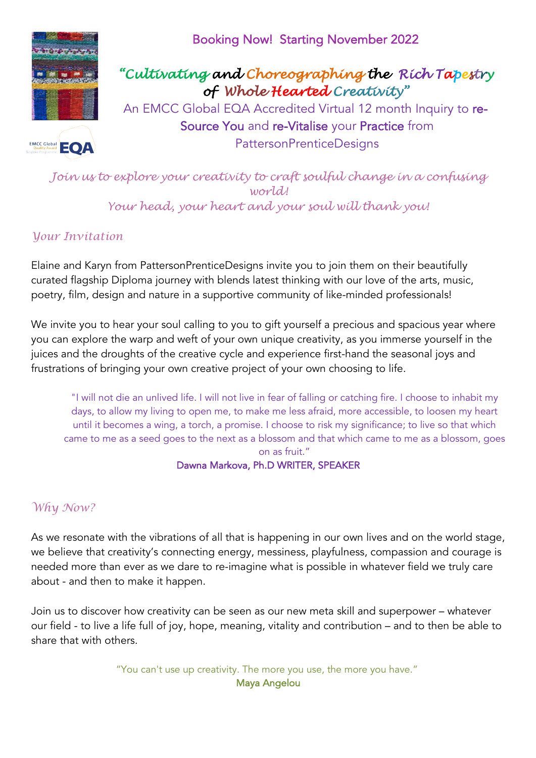Booking Now! Starting November 2022

# *"Cultivating and Choreographing the Rich Tapestry of Whole Hearted Creativity"*

An EMCC Global EQA Accredited Virtual 12 month Inquiry to re-Source You and re-Vitalise your Practice from PattersonPrenticeDesigns

*Join us to explore your creativity to craft soulful change in a confusing world!*
*Your head, your heart and your soul will thank you!*

## *Your Invitation*

Elaine and Karyn from PattersonPrenticeDesigns invite you to join them on their beautifully curated flagship Diploma journey with blends latest thinking with our love of the arts, music, poetry, film, design and nature in a supportive community of like-minded professionals!

We invite you to hear your soul calling to you to gift yourself a precious and spacious year where you can explore the warp and weft of your own unique creativity, as you immerse yourself in the juices and the droughts of the creative cycle and experience first-hand the seasonal joys and frustrations of bringing your own creative project of your own choosing to life.

> "I will not die an unlived life. I will not live in fear of falling or catching fire. I choose to inhabit my days, to allow my living to open me, to make me less afraid, more accessible, to loosen my heart until it becomes a wing, a torch, a promise. I choose to risk my significance; to live so that which came to me as a seed goes to the next as a blossom and that which came to me as a blossom, goes on as fruit."
>
> Dawna Markova, Ph.D WRITER, SPEAKER

## *Why Now?*

As we resonate with the vibrations of all that is happening in our own lives and on the world stage, we believe that creativity's connecting energy, messiness, playfulness, compassion and courage is needed more than ever as we dare to re-imagine what is possible in whatever field we truly care about - and then to make it happen.

Join us to discover how creativity can be seen as our new meta skill and superpower – whatever our field - to live a life full of joy, hope, meaning, vitality and contribution – and to then be able to share that with others.

> "You can't use up creativity. The more you use, the more you have."
>
> Maya Angelou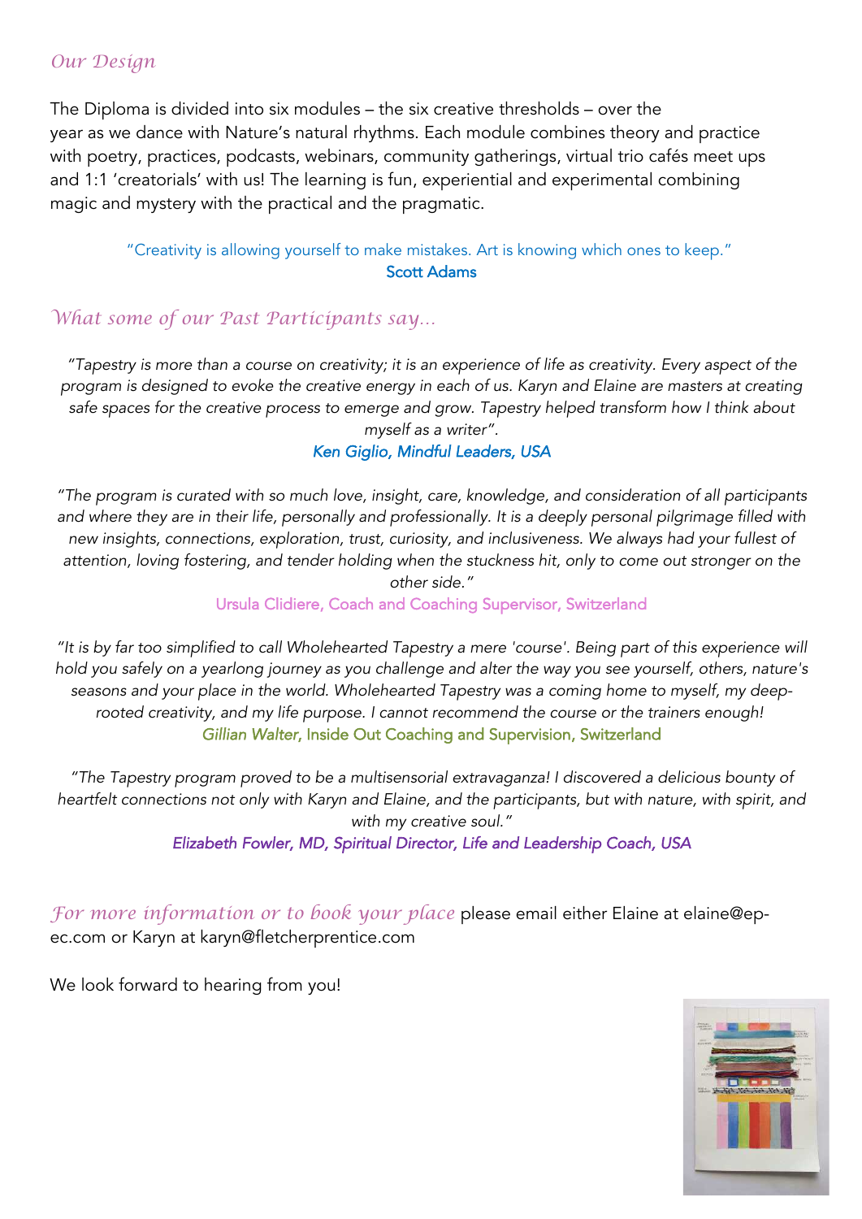## *Our Design*

The Diploma is divided into six modules – the six creative thresholds – over the year as we dance with Nature's natural rhythms. Each module combines theory and practice with poetry, practices, podcasts, webinars, community gatherings, virtual trio cafés meet ups and 1:1 'creatorials' with us! The learning is fun, experiential and experimental combining magic and mystery with the practical and the pragmatic.

"Creativity is allowing yourself to make mistakes. Art is knowing which ones to keep."
Scott Adams

## *What some of our Past Participants say…*

*"Tapestry is more than a course on creativity; it is an experience of life as creativity. Every aspect of the program is designed to evoke the creative energy in each of us. Karyn and Elaine are masters at creating safe spaces for the creative process to emerge and grow. Tapestry helped transform how I think about myself as a writer".*
*Ken Giglio, Mindful Leaders, USA*

*"The program is curated with so much love, insight, care, knowledge, and consideration of all participants and where they are in their life, personally and professionally. It is a deeply personal pilgrimage filled with new insights, connections, exploration, trust, curiosity, and inclusiveness. We always had your fullest of attention, loving fostering, and tender holding when the stuckness hit, only to come out stronger on the other side."*
Ursula Clidiere, Coach and Coaching Supervisor, Switzerland

*"It is by far too simplified to call Wholehearted Tapestry a mere 'course'. Being part of this experience will hold you safely on a yearlong journey as you challenge and alter the way you see yourself, others, nature's seasons and your place in the world. Wholehearted Tapestry was a coming home to myself, my deep-rooted creativity, and my life purpose. I cannot recommend the course or the trainers enough!*
*Gillian Walter,* Inside Out Coaching and Supervision, Switzerland

*"The Tapestry program proved to be a multisensorial extravaganza! I discovered a delicious bounty of heartfelt connections not only with Karyn and Elaine, and the participants, but with nature, with spirit, and with my creative soul."*
*Elizabeth Fowler, MD, Spiritual Director, Life and Leadership Coach, USA*

*For more information or to book your place* please email either Elaine at elaine@ep-ec.com or Karyn at karyn@fletcherprentice.com

We look forward to hearing from you!